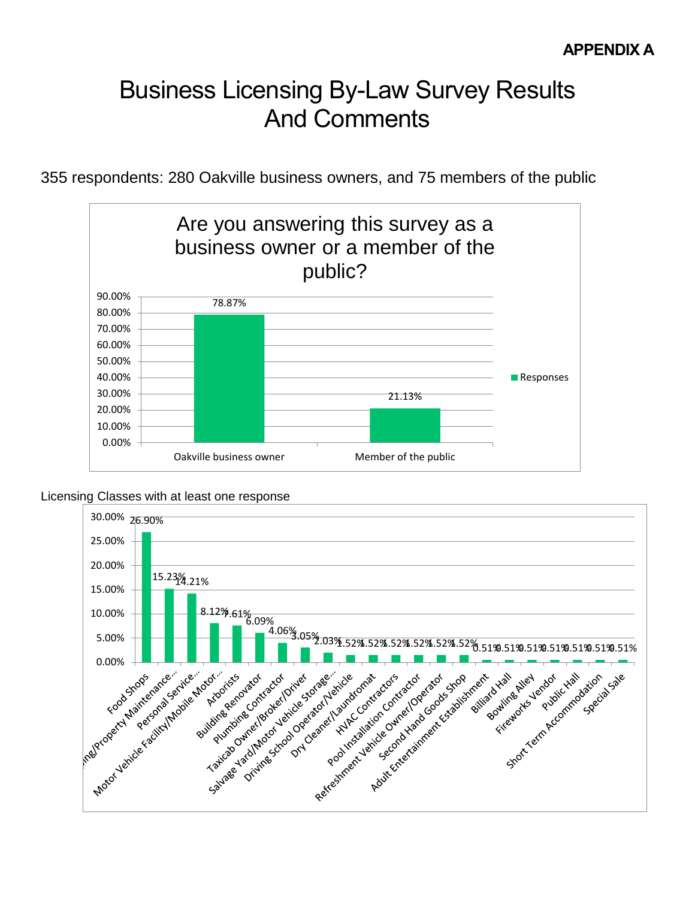**APPENDIX A**

# Business Licensing By-Law Survey Results And Comments

355 respondents: 280 Oakville business owners, and 75 members of the public

**Are you answering this survey as a business owner or a member of the public?**

| | Responses |
|---|---|
| Oakville business owner | 78.87% |
| Member of the public | 21.13% |

Licensing Classes with at least one response

| Licensing Class | Responses |
|---|---|
| Food Shops | 26.90% |
| ...ing/Property Maintenance... | 15.23% |
| Personal Service... | 14.21% |
| Motor Vehicle Facility/Mobile Motor... | 8.12% |
| Arborists | 7.61% |
| Building Renovator | 6.09% |
| Plumbing Contractor | 4.06% |
| Taxicab Owner/Broker/Driver | 3.05% |
| Salvage Yard/Motor Vehicle Storage... | 2.03% |
| Driving School Operator/Vehicle | 1.52% |
| Dry Cleaner/Laundromat | 1.52% |
| HVAC Contractors | 1.52% |
| Pool Installation Contractor | 1.52% |
| Refreshment Vehicle Owner/Operator | 1.52% |
| Second Hand Goods Shop | 1.52% |
| Adult Entertainment Establishment | 0.51% |
| Billiard Hall | 0.51% |
| Bowling Alley | 0.51% |
| Fireworks Vendor | 0.51% |
| Public Hall | 0.51% |
| Short Term Accommodation | 0.51% |
| Special Sale | 0.51% |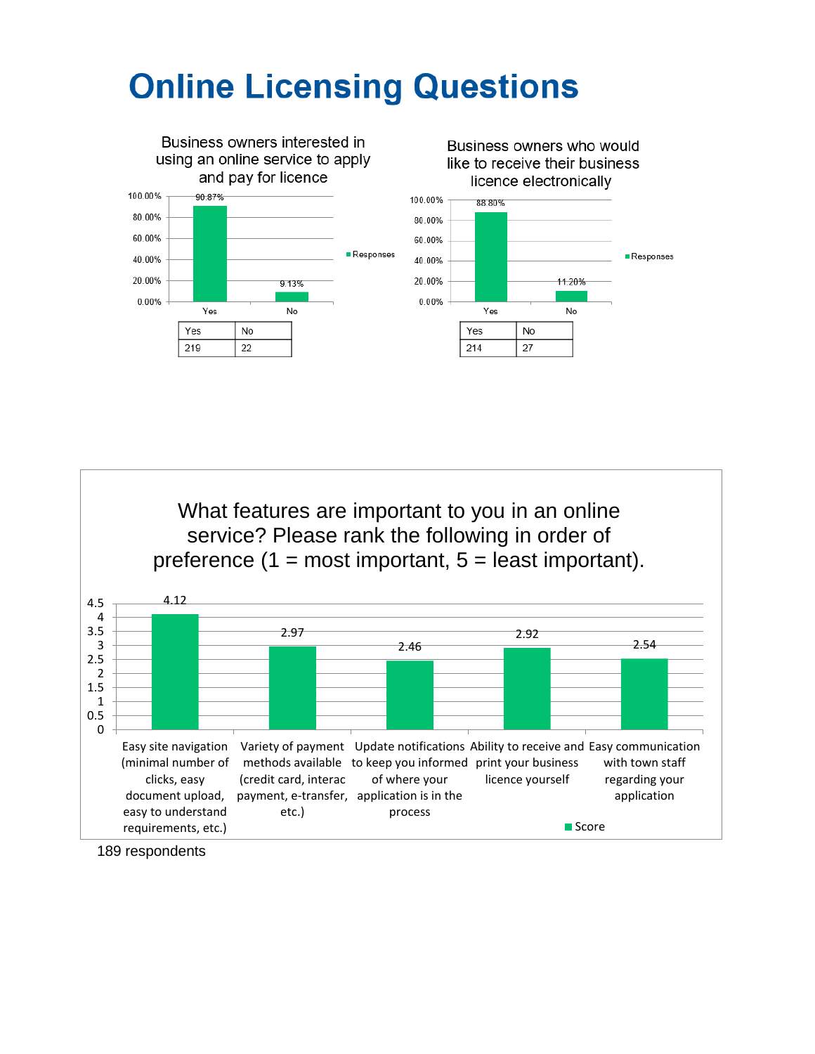# Online Licensing Questions

**Business owners interested in using an online service to apply and pay for licence**

| | Responses |
|---|---|
| Yes | 90.87% |
| No | 9.13% |

| Yes | No |
|---|---|
| 219 | 22 |

**Business owners who would like to receive their business licence electronically**

| | Responses |
|---|---|
| Yes | 88.80% |
| No | 11.20% |

| Yes | No |
|---|---|
| 214 | 27 |

**What features are important to you in an online service? Please rank the following in order of preference (1 = most important, 5 = least important).**

| Feature | Score |
|---|---|
| Easy site navigation (minimal number of clicks, easy document upload, easy to understand requirements, etc.) | 4.12 |
| Variety of payment methods available (credit card, interac payment, e-transfer, etc.) | 2.97 |
| Update notifications to keep you informed of where your application is in the process | 2.46 |
| Ability to receive and print your business licence yourself | 2.92 |
| Easy communication with town staff regarding your application | 2.54 |

189 respondents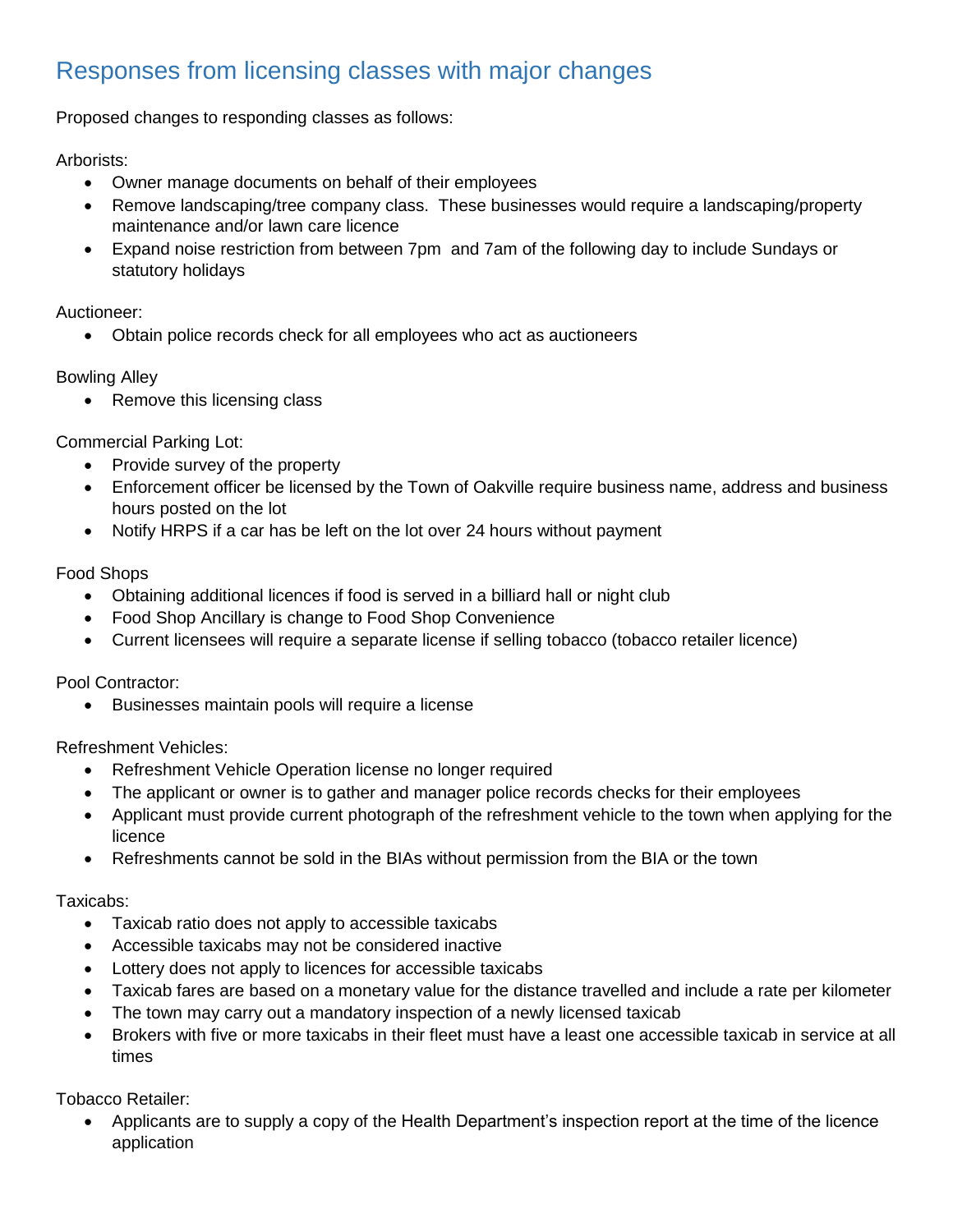## Responses from licensing classes with major changes

Proposed changes to responding classes as follows:

Arborists:

- Owner manage documents on behalf of their employees
- Remove landscaping/tree company class. These businesses would require a landscaping/property maintenance and/or lawn care licence
- Expand noise restriction from between 7pm and 7am of the following day to include Sundays or statutory holidays

Auctioneer:

- Obtain police records check for all employees who act as auctioneers

Bowling Alley

- Remove this licensing class

Commercial Parking Lot:

- Provide survey of the property
- Enforcement officer be licensed by the Town of Oakville require business name, address and business hours posted on the lot
- Notify HRPS if a car has be left on the lot over 24 hours without payment

Food Shops

- Obtaining additional licences if food is served in a billiard hall or night club
- Food Shop Ancillary is change to Food Shop Convenience
- Current licensees will require a separate license if selling tobacco (tobacco retailer licence)

Pool Contractor:

- Businesses maintain pools will require a license

Refreshment Vehicles:

- Refreshment Vehicle Operation license no longer required
- The applicant or owner is to gather and manager police records checks for their employees
- Applicant must provide current photograph of the refreshment vehicle to the town when applying for the licence
- Refreshments cannot be sold in the BIAs without permission from the BIA or the town

Taxicabs:

- Taxicab ratio does not apply to accessible taxicabs
- Accessible taxicabs may not be considered inactive
- Lottery does not apply to licences for accessible taxicabs
- Taxicab fares are based on a monetary value for the distance travelled and include a rate per kilometer
- The town may carry out a mandatory inspection of a newly licensed taxicab
- Brokers with five or more taxicabs in their fleet must have a least one accessible taxicab in service at all times

Tobacco Retailer:

- Applicants are to supply a copy of the Health Department's inspection report at the time of the licence application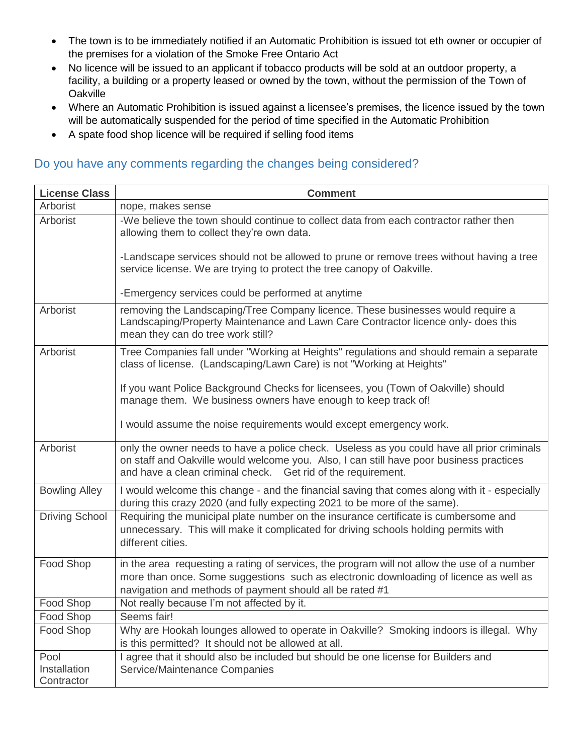- The town is to be immediately notified if an Automatic Prohibition is issued tot eth owner or occupier of the premises for a violation of the Smoke Free Ontario Act
- No licence will be issued to an applicant if tobacco products will be sold at an outdoor property, a facility, a building or a property leased or owned by the town, without the permission of the Town of Oakville
- Where an Automatic Prohibition is issued against a licensee's premises, the licence issued by the town will be automatically suspended for the period of time specified in the Automatic Prohibition
- A spate food shop licence will be required if selling food items

## Do you have any comments regarding the changes being considered?

| License Class | Comment |
|---|---|
| Arborist | nope, makes sense |
| Arborist | -We believe the town should continue to collect data from each contractor rather then allowing them to collect they're own data.<br><br>-Landscape services should not be allowed to prune or remove trees without having a tree service license. We are trying to protect the tree canopy of Oakville.<br><br>-Emergency services could be performed at anytime |
| Arborist | removing the Landscaping/Tree Company licence. These businesses would require a Landscaping/Property Maintenance and Lawn Care Contractor licence only- does this mean they can do tree work still? |
| Arborist | Tree Companies fall under "Working at Heights" regulations and should remain a separate class of license. (Landscaping/Lawn Care) is not "Working at Heights"<br><br>If you want Police Background Checks for licensees, you (Town of Oakville) should manage them. We business owners have enough to keep track of!<br><br>I would assume the noise requirements would except emergency work. |
| Arborist | only the owner needs to have a police check. Useless as you could have all prior criminals on staff and Oakville would welcome you. Also, I can still have poor business practices and have a clean criminal check. Get rid of the requirement. |
| Bowling Alley | I would welcome this change - and the financial saving that comes along with it - especially during this crazy 2020 (and fully expecting 2021 to be more of the same). |
| Driving School | Requiring the municipal plate number on the insurance certificate is cumbersome and unnecessary. This will make it complicated for driving schools holding permits with different cities. |
| Food Shop | in the area requesting a rating of services, the program will not allow the use of a number more than once. Some suggestions such as electronic downloading of licence as well as navigation and methods of payment should all be rated #1 |
| Food Shop | Not really because I'm not affected by it. |
| Food Shop | Seems fair! |
| Food Shop | Why are Hookah lounges allowed to operate in Oakville? Smoking indoors is illegal. Why is this permitted? It should not be allowed at all. |
| Pool Installation Contractor | I agree that it should also be included but should be one license for Builders and Service/Maintenance Companies |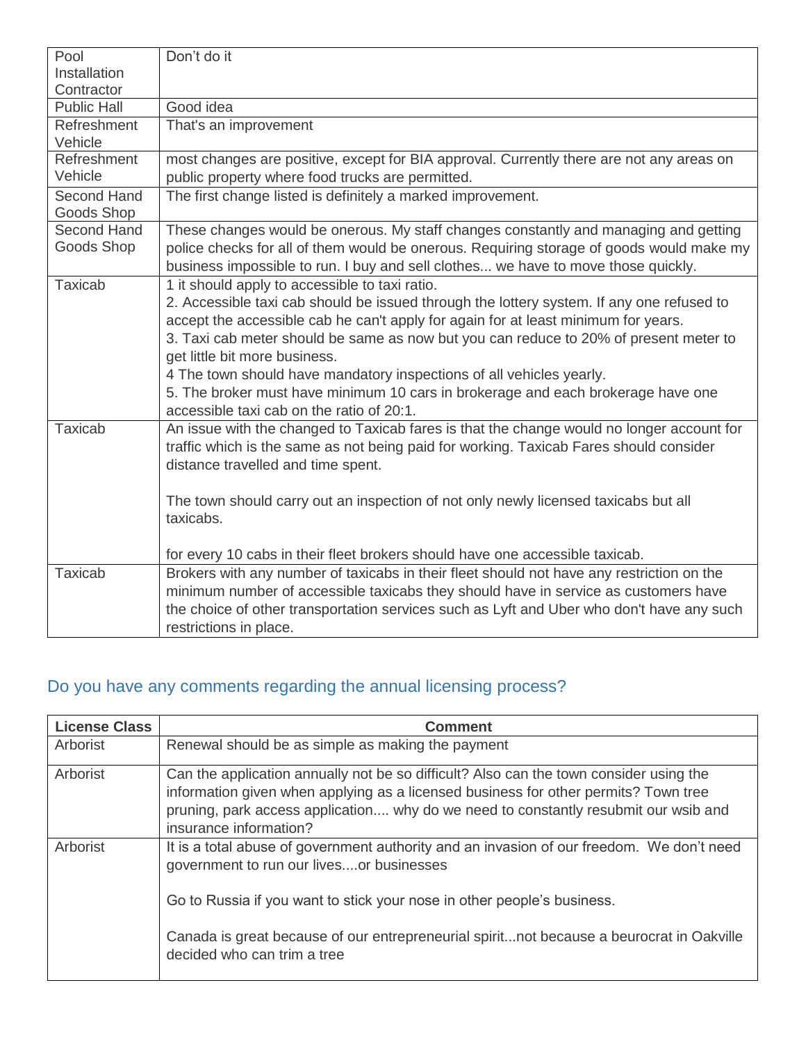| | |
|---|---|
| Pool Installation Contractor | Don't do it |
| Public Hall | Good idea |
| Refreshment Vehicle | That's an improvement |
| Refreshment Vehicle | most changes are positive, except for BIA approval. Currently there are not any areas on public property where food trucks are permitted. |
| Second Hand Goods Shop | The first change listed is definitely a marked improvement. |
| Second Hand Goods Shop | These changes would be onerous. My staff changes constantly and managing and getting police checks for all of them would be onerous. Requiring storage of goods would make my business impossible to run. I buy and sell clothes... we have to move those quickly. |
| Taxicab | 1 it should apply to accessible to taxi ratio.<br>2. Accessible taxi cab should be issued through the lottery system. If any one refused to accept the accessible cab he can't apply for again for at least minimum for years.<br>3. Taxi cab meter should be same as now but you can reduce to 20% of present meter to get little bit more business.<br>4 The town should have mandatory inspections of all vehicles yearly.<br>5. The broker must have minimum 10 cars in brokerage and each brokerage have one accessible taxi cab on the ratio of 20:1. |
| Taxicab | An issue with the changed to Taxicab fares is that the change would no longer account for traffic which is the same as not being paid for working. Taxicab Fares should consider distance travelled and time spent.<br><br>The town should carry out an inspection of not only newly licensed taxicabs but all taxicabs.<br><br>for every 10 cabs in their fleet brokers should have one accessible taxicab. |
| Taxicab | Brokers with any number of taxicabs in their fleet should not have any restriction on the minimum number of accessible taxicabs they should have in service as customers have the choice of other transportation services such as Lyft and Uber who don't have any such restrictions in place. |

## Do you have any comments regarding the annual licensing process?

| License Class | Comment |
|---|---|
| Arborist | Renewal should be as simple as making the payment |
| Arborist | Can the application annually not be so difficult? Also can the town consider using the information given when applying as a licensed business for other permits? Town tree pruning, park access application.... why do we need to constantly resubmit our wsib and insurance information? |
| Arborist | It is a total abuse of government authority and an invasion of our freedom. We don't need government to run our lives....or businesses<br><br>Go to Russia if you want to stick your nose in other people's business.<br><br>Canada is great because of our entrepreneurial spirit...not because a beurocrat in Oakville decided who can trim a tree |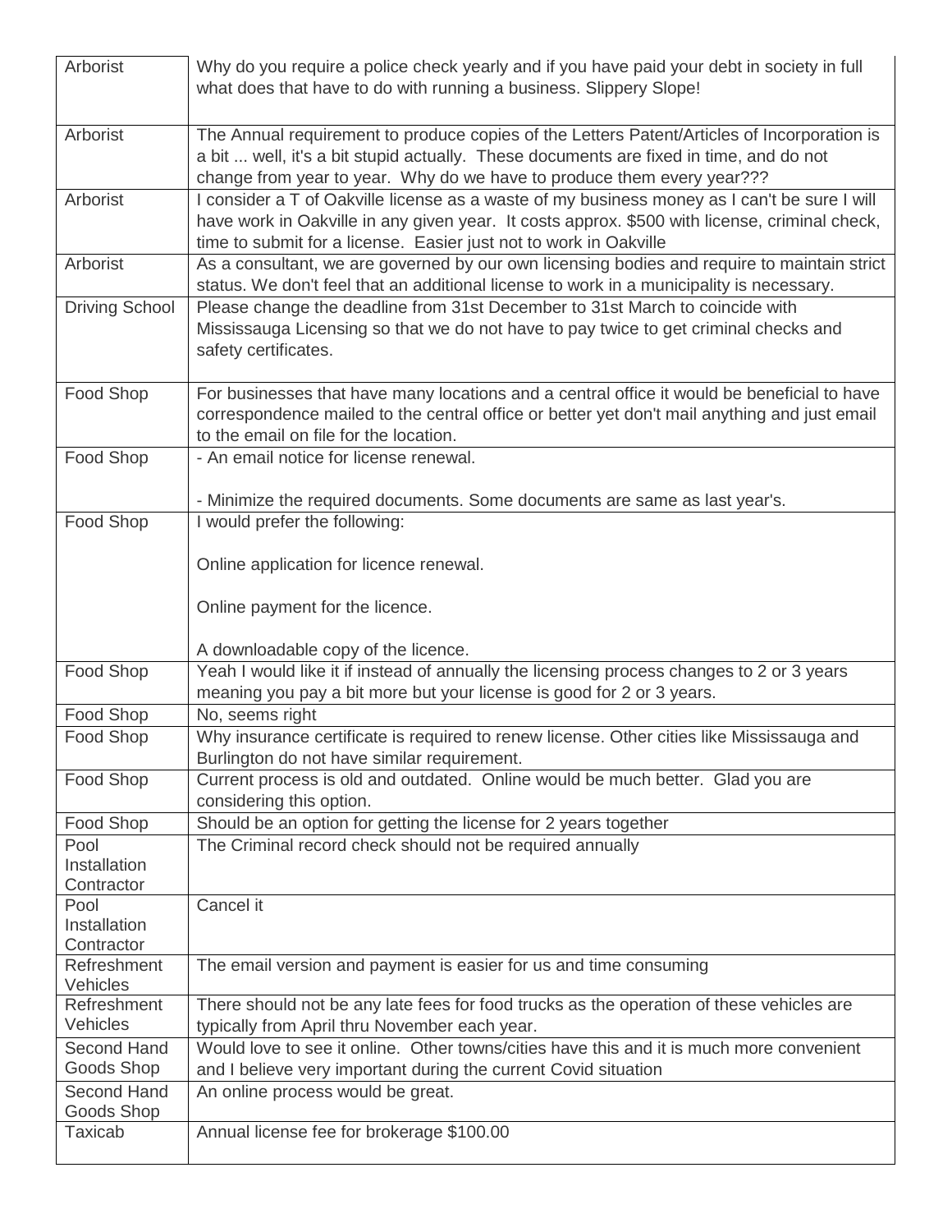| Arborist | Why do you require a police check yearly and if you have paid your debt in society in full what does that have to do with running a business. Slippery Slope! |
|---|---|
| Arborist | The Annual requirement to produce copies of the Letters Patent/Articles of Incorporation is a bit ... well, it's a bit stupid actually. These documents are fixed in time, and do not change from year to year. Why do we have to produce them every year??? |
| Arborist | I consider a T of Oakville license as a waste of my business money as I can't be sure I will have work in Oakville in any given year. It costs approx. $500 with license, criminal check, time to submit for a license. Easier just not to work in Oakville |
| Arborist | As a consultant, we are governed by our own licensing bodies and require to maintain strict status. We don't feel that an additional license to work in a municipality is necessary. |
| Driving School | Please change the deadline from 31st December to 31st March to coincide with Mississauga Licensing so that we do not have to pay twice to get criminal checks and safety certificates. |
| Food Shop | For businesses that have many locations and a central office it would be beneficial to have correspondence mailed to the central office or better yet don't mail anything and just email to the email on file for the location. |
| Food Shop | - An email notice for license renewal.<br><br>- Minimize the required documents. Some documents are same as last year's. |
| Food Shop | I would prefer the following:<br><br>Online application for licence renewal.<br><br>Online payment for the licence.<br><br>A downloadable copy of the licence. |
| Food Shop | Yeah I would like it if instead of annually the licensing process changes to 2 or 3 years meaning you pay a bit more but your license is good for 2 or 3 years. |
| Food Shop | No, seems right |
| Food Shop | Why insurance certificate is required to renew license. Other cities like Mississauga and Burlington do not have similar requirement. |
| Food Shop | Current process is old and outdated. Online would be much better. Glad you are considering this option. |
| Food Shop | Should be an option for getting the license for 2 years together |
| Pool Installation Contractor | The Criminal record check should not be required annually |
| Pool Installation Contractor | Cancel it |
| Refreshment Vehicles | The email version and payment is easier for us and time consuming |
| Refreshment Vehicles | There should not be any late fees for food trucks as the operation of these vehicles are typically from April thru November each year. |
| Second Hand Goods Shop | Would love to see it online. Other towns/cities have this and it is much more convenient and I believe very important during the current Covid situation |
| Second Hand Goods Shop | An online process would be great. |
| Taxicab | Annual license fee for brokerage $100.00 |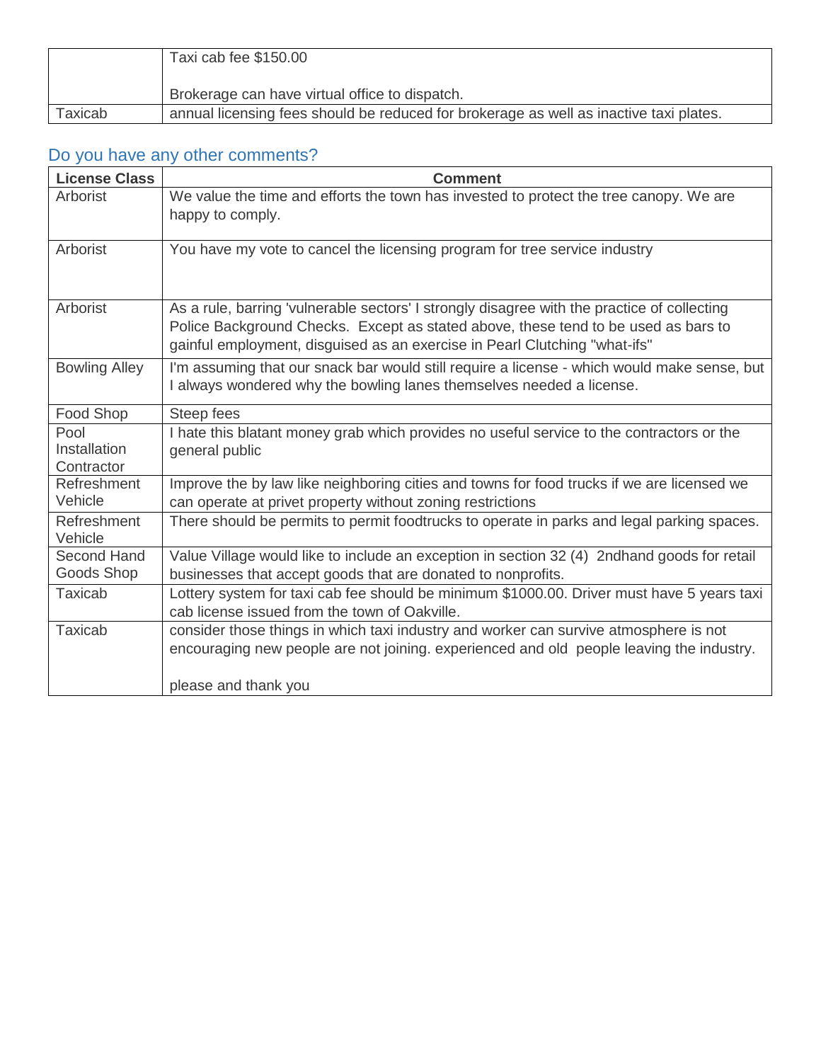|  | Taxi cab fee $150.00<br><br>Brokerage can have virtual office to dispatch. |
| --- | --- |
| Taxicab | annual licensing fees should be reduced for brokerage as well as inactive taxi plates. |

## Do you have any other comments?

| License Class | Comment |
| --- | --- |
| Arborist | We value the time and efforts the town has invested to protect the tree canopy. We are happy to comply. |
| Arborist | You have my vote to cancel the licensing program for tree service industry |
| Arborist | As a rule, barring 'vulnerable sectors' I strongly disagree with the practice of collecting Police Background Checks. Except as stated above, these tend to be used as bars to gainful employment, disguised as an exercise in Pearl Clutching "what-ifs" |
| Bowling Alley | I'm assuming that our snack bar would still require a license - which would make sense, but I always wondered why the bowling lanes themselves needed a license. |
| Food Shop | Steep fees |
| Pool Installation Contractor | I hate this blatant money grab which provides no useful service to the contractors or the general public |
| Refreshment Vehicle | Improve the by law like neighboring cities and towns for food trucks if we are licensed we can operate at privet property without zoning restrictions |
| Refreshment Vehicle | There should be permits to permit foodtrucks to operate in parks and legal parking spaces. |
| Second Hand Goods Shop | Value Village would like to include an exception in section 32 (4) 2ndhand goods for retail businesses that accept goods that are donated to nonprofits. |
| Taxicab | Lottery system for taxi cab fee should be minimum $1000.00. Driver must have 5 years taxi cab license issued from the town of Oakville. |
| Taxicab | consider those things in which taxi industry and worker can survive atmosphere is not encouraging new people are not joining. experienced and old people leaving the industry.<br><br>please and thank you |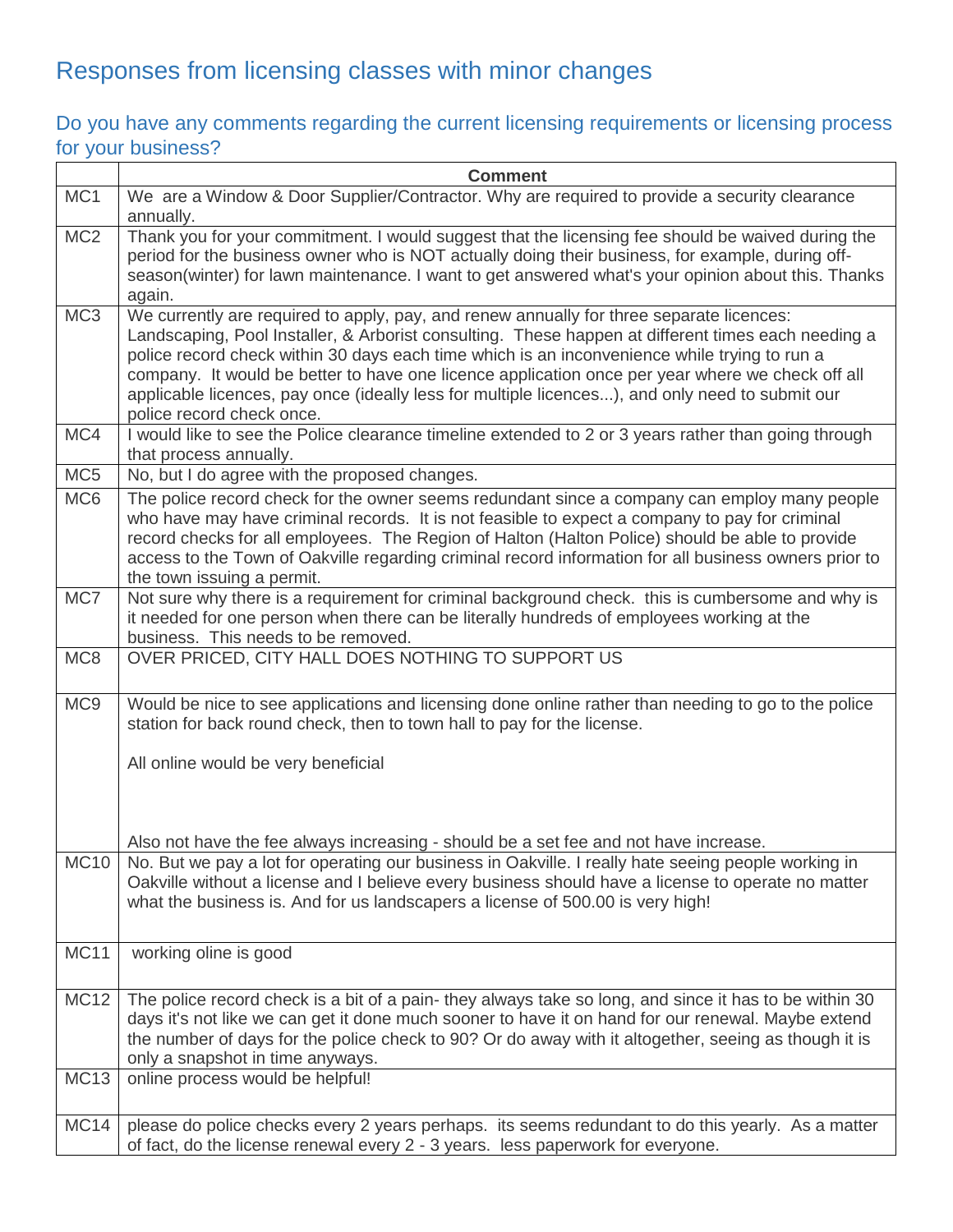# Responses from licensing classes with minor changes

## Do you have any comments regarding the current licensing requirements or licensing process for your business?

| | Comment |
|---|---|
| MC1 | We are a Window & Door Supplier/Contractor. Why are required to provide a security clearance annually. |
| MC2 | Thank you for your commitment. I would suggest that the licensing fee should be waived during the period for the business owner who is NOT actually doing their business, for example, during off-season(winter) for lawn maintenance. I want to get answered what's your opinion about this. Thanks again. |
| MC3 | We currently are required to apply, pay, and renew annually for three separate licences: Landscaping, Pool Installer, & Arborist consulting. These happen at different times each needing a police record check within 30 days each time which is an inconvenience while trying to run a company. It would be better to have one licence application once per year where we check off all applicable licences, pay once (ideally less for multiple licences...), and only need to submit our police record check once. |
| MC4 | I would like to see the Police clearance timeline extended to 2 or 3 years rather than going through that process annually. |
| MC5 | No, but I do agree with the proposed changes. |
| MC6 | The police record check for the owner seems redundant since a company can employ many people who have may have criminal records. It is not feasible to expect a company to pay for criminal record checks for all employees. The Region of Halton (Halton Police) should be able to provide access to the Town of Oakville regarding criminal record information for all business owners prior to the town issuing a permit. |
| MC7 | Not sure why there is a requirement for criminal background check. this is cumbersome and why is it needed for one person when there can be literally hundreds of employees working at the business. This needs to be removed. |
| MC8 | OVER PRICED, CITY HALL DOES NOTHING TO SUPPORT US |
| MC9 | Would be nice to see applications and licensing done online rather than needing to go to the police station for back round check, then to town hall to pay for the license.<br><br>All online would be very beneficial<br><br>Also not have the fee always increasing - should be a set fee and not have increase. |
| MC10 | No. But we pay a lot for operating our business in Oakville. I really hate seeing people working in Oakville without a license and I believe every business should have a license to operate no matter what the business is. And for us landscapers a license of 500.00 is very high! |
| MC11 | working oline is good |
| MC12 | The police record check is a bit of a pain- they always take so long, and since it has to be within 30 days it's not like we can get it done much sooner to have it on hand for our renewal. Maybe extend the number of days for the police check to 90? Or do away with it altogether, seeing as though it is only a snapshot in time anyways. |
| MC13 | online process would be helpful! |
| MC14 | please do police checks every 2 years perhaps. its seems redundant to do this yearly. As a matter of fact, do the license renewal every 2 - 3 years. less paperwork for everyone. |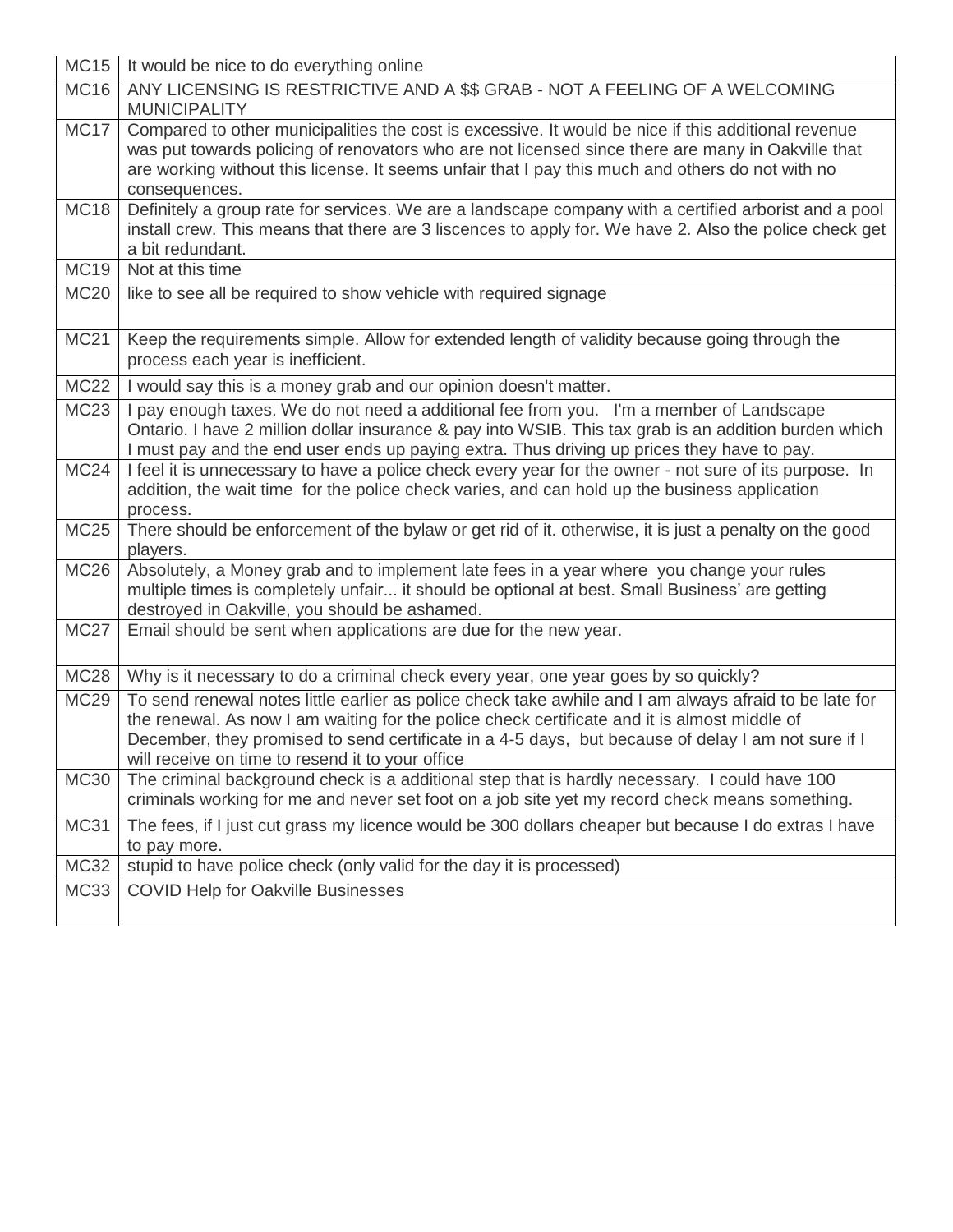| | |
|---|---|
| MC15 | It would be nice to do everything online |
| MC16 | ANY LICENSING IS RESTRICTIVE AND A $$ GRAB - NOT A FEELING OF A WELCOMING MUNICIPALITY |
| MC17 | Compared to other municipalities the cost is excessive. It would be nice if this additional revenue was put towards policing of renovators who are not licensed since there are many in Oakville that are working without this license. It seems unfair that I pay this much and others do not with no consequences. |
| MC18 | Definitely a group rate for services. We are a landscape company with a certified arborist and a pool install crew. This means that there are 3 liscences to apply for. We have 2. Also the police check get a bit redundant. |
| MC19 | Not at this time |
| MC20 | like to see all be required to show vehicle with required signage |
| MC21 | Keep the requirements simple. Allow for extended length of validity because going through the process each year is inefficient. |
| MC22 | I would say this is a money grab and our opinion doesn't matter. |
| MC23 | I pay enough taxes. We do not need a additional fee from you. I'm a member of Landscape Ontario. I have 2 million dollar insurance & pay into WSIB. This tax grab is an addition burden which I must pay and the end user ends up paying extra. Thus driving up prices they have to pay. |
| MC24 | I feel it is unnecessary to have a police check every year for the owner - not sure of its purpose. In addition, the wait time for the police check varies, and can hold up the business application process. |
| MC25 | There should be enforcement of the bylaw or get rid of it. otherwise, it is just a penalty on the good players. |
| MC26 | Absolutely, a Money grab and to implement late fees in a year where you change your rules multiple times is completely unfair... it should be optional at best. Small Business' are getting destroyed in Oakville, you should be ashamed. |
| MC27 | Email should be sent when applications are due for the new year. |
| MC28 | Why is it necessary to do a criminal check every year, one year goes by so quickly? |
| MC29 | To send renewal notes little earlier as police check take awhile and I am always afraid to be late for the renewal. As now I am waiting for the police check certificate and it is almost middle of December, they promised to send certificate in a 4-5 days, but because of delay I am not sure if I will receive on time to resend it to your office |
| MC30 | The criminal background check is a additional step that is hardly necessary. I could have 100 criminals working for me and never set foot on a job site yet my record check means something. |
| MC31 | The fees, if I just cut grass my licence would be 300 dollars cheaper but because I do extras I have to pay more. |
| MC32 | stupid to have police check (only valid for the day it is processed) |
| MC33 | COVID Help for Oakville Businesses |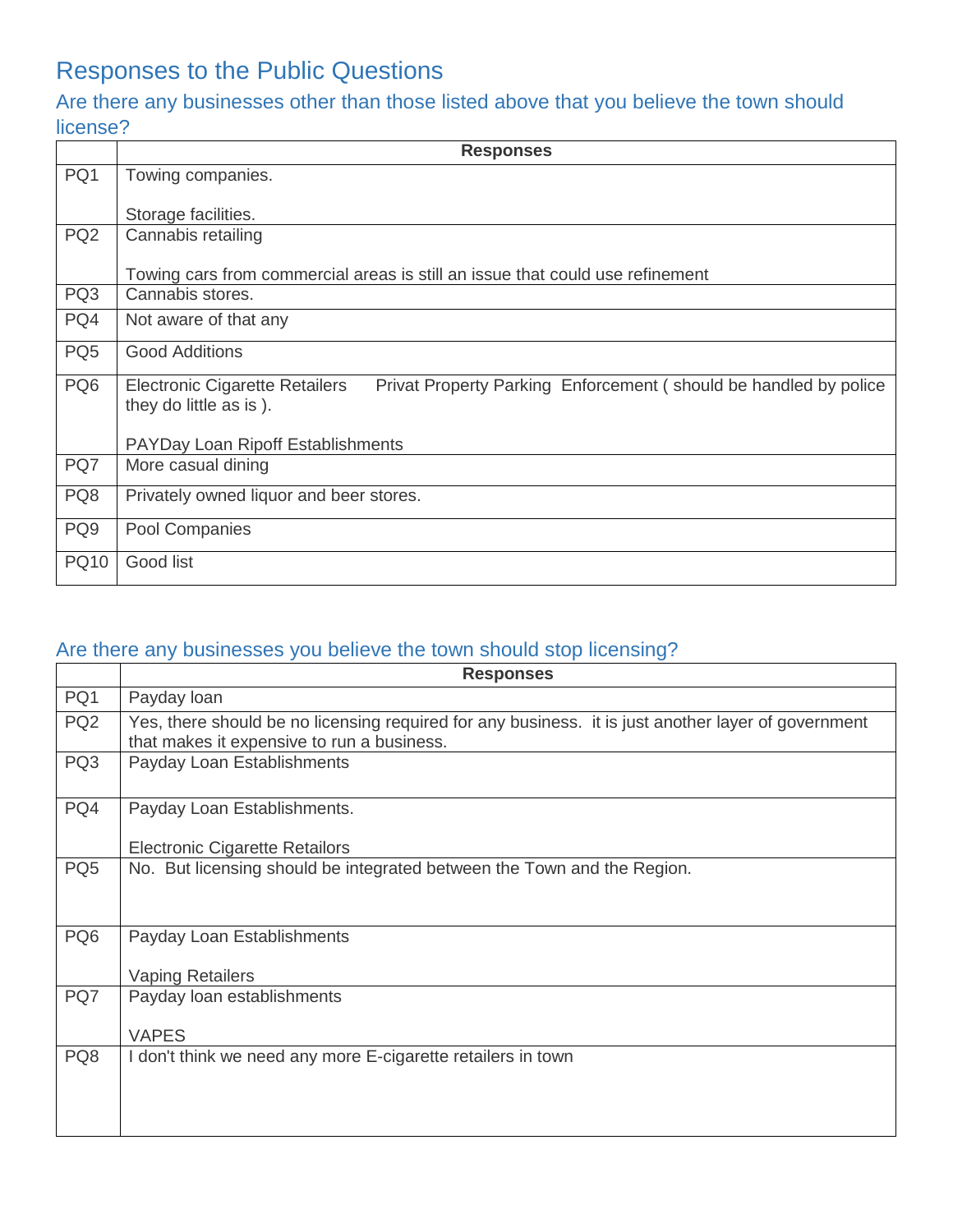# Responses to the Public Questions

## Are there any businesses other than those listed above that you believe the town should license?

| | Responses |
|---|---|
| PQ1 | Towing companies.<br><br>Storage facilities. |
| PQ2 | Cannabis retailing<br><br>Towing cars from commercial areas is still an issue that could use refinement |
| PQ3 | Cannabis stores. |
| PQ4 | Not aware of that any |
| PQ5 | Good Additions |
| PQ6 | Electronic Cigarette Retailers Privat Property Parking Enforcement ( should be handled by police they do little as is ).<br><br>PAYDay Loan Ripoff Establishments |
| PQ7 | More casual dining |
| PQ8 | Privately owned liquor and beer stores. |
| PQ9 | Pool Companies |
| PQ10 | Good list |

## Are there any businesses you believe the town should stop licensing?

| | Responses |
|---|---|
| PQ1 | Payday loan |
| PQ2 | Yes, there should be no licensing required for any business. it is just another layer of government that makes it expensive to run a business. |
| PQ3 | Payday Loan Establishments |
| PQ4 | Payday Loan Establishments.<br><br>Electronic Cigarette Retailors |
| PQ5 | No. But licensing should be integrated between the Town and the Region. |
| PQ6 | Payday Loan Establishments<br><br>Vaping Retailers |
| PQ7 | Payday loan establishments<br><br>VAPES |
| PQ8 | I don't think we need any more E-cigarette retailers in town |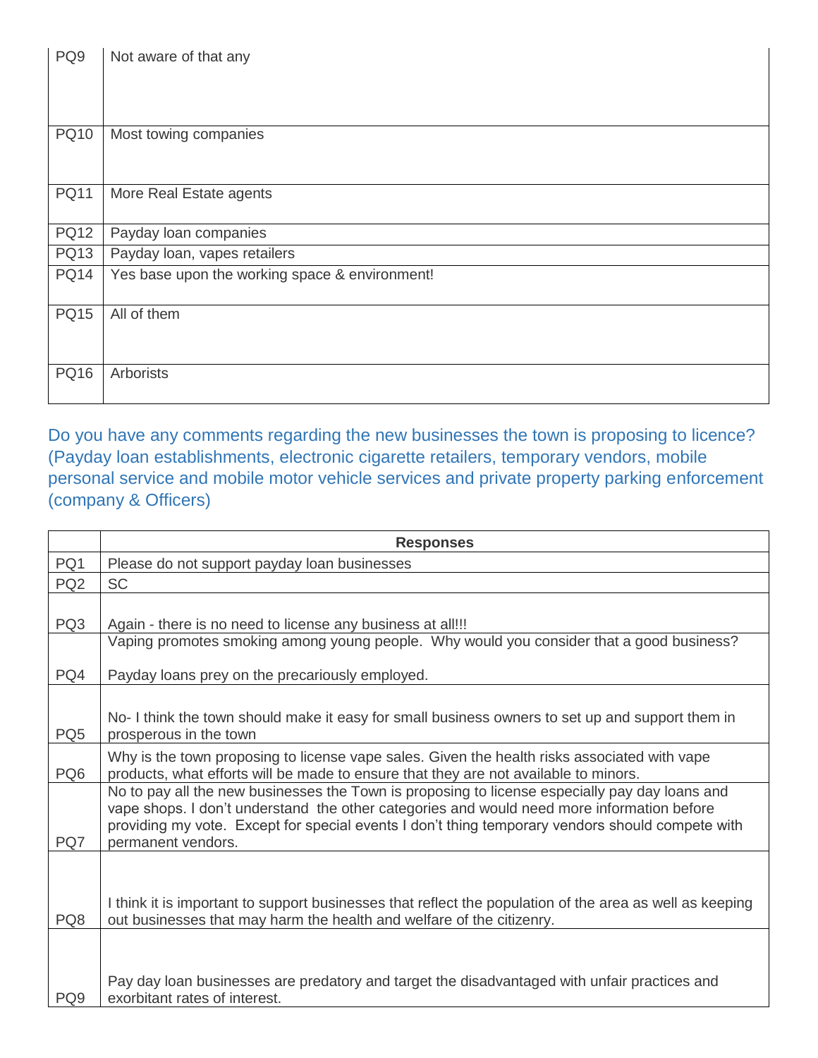| | |
|---|---|
| PQ9 | Not aware of that any |
| PQ10 | Most towing companies |
| PQ11 | More Real Estate agents |
| PQ12 | Payday loan companies |
| PQ13 | Payday loan, vapes retailers |
| PQ14 | Yes base upon the working space & environment! |
| PQ15 | All of them |
| PQ16 | Arborists |

## Do you have any comments regarding the new businesses the town is proposing to licence? (Payday loan establishments, electronic cigarette retailers, temporary vendors, mobile personal service and mobile motor vehicle services and private property parking enforcement (company & Officers)

| | **Responses** |
|---|---|
| PQ1 | Please do not support payday loan businesses |
| PQ2 | SC |
| PQ3 | Again - there is no need to license any business at all!!! |
| PQ4 | Vaping promotes smoking among young people. Why would you consider that a good business? Payday loans prey on the precariously employed. |
| PQ5 | No- I think the town should make it easy for small business owners to set up and support them in prosperous in the town |
| PQ6 | Why is the town proposing to license vape sales. Given the health risks associated with vape products, what efforts will be made to ensure that they are not available to minors. |
| PQ7 | No to pay all the new businesses the Town is proposing to license especially pay day loans and vape shops. I don't understand the other categories and would need more information before providing my vote. Except for special events I don't thing temporary vendors should compete with permanent vendors. |
| PQ8 | I think it is important to support businesses that reflect the population of the area as well as keeping out businesses that may harm the health and welfare of the citizenry. |
| PQ9 | Pay day loan businesses are predatory and target the disadvantaged with unfair practices and exorbitant rates of interest. |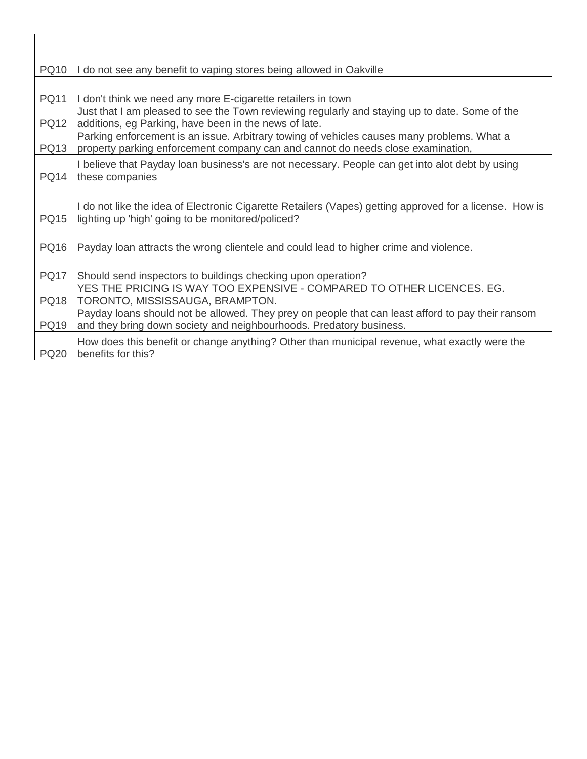| | |
|---|---|
| PQ10 | I do not see any benefit to vaping stores being allowed in Oakville |
| PQ11 | I don't think we need any more E-cigarette retailers in town |
| PQ12 | Just that I am pleased to see the Town reviewing regularly and staying up to date. Some of the additions, eg Parking, have been in the news of late. |
| PQ13 | Parking enforcement is an issue. Arbitrary towing of vehicles causes many problems. What a property parking enforcement company can and cannot do needs close examination, |
| PQ14 | I believe that Payday loan business's are not necessary. People can get into alot debt by using these companies |
| PQ15 | I do not like the idea of Electronic Cigarette Retailers (Vapes) getting approved for a license. How is lighting up 'high' going to be monitored/policed? |
| PQ16 | Payday loan attracts the wrong clientele and could lead to higher crime and violence. |
| PQ17 | Should send inspectors to buildings checking upon operation? |
| PQ18 | YES THE PRICING IS WAY TOO EXPENSIVE - COMPARED TO OTHER LICENCES. EG. TORONTO, MISSISSAUGA, BRAMPTON. |
| PQ19 | Payday loans should not be allowed. They prey on people that can least afford to pay their ransom and they bring down society and neighbourhoods. Predatory business. |
| PQ20 | How does this benefit or change anything? Other than municipal revenue, what exactly were the benefits for this? |